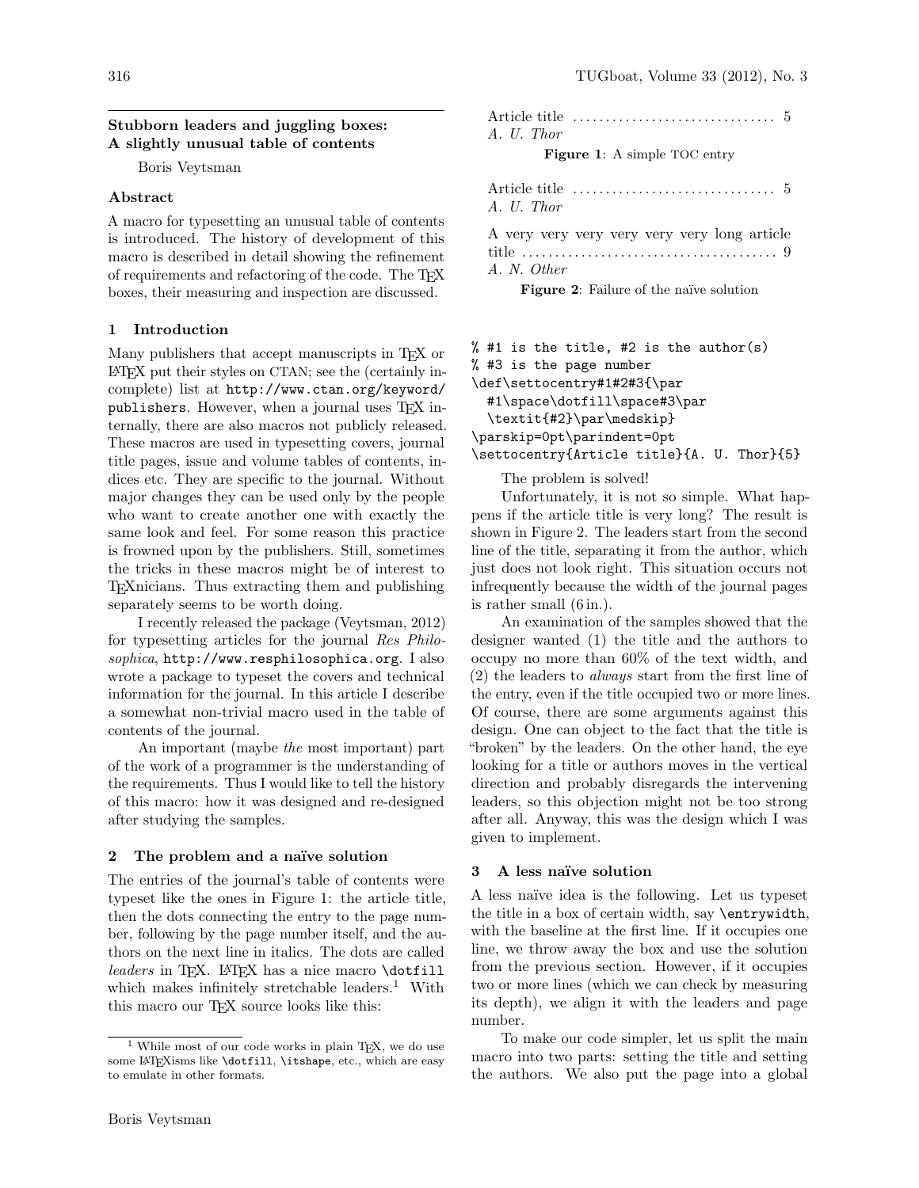## Stubborn leaders and juggling boxes: A slightly unusual table of contents

Boris Veytsman

### Abstract

A macro for typesetting an unusual table of contents is introduced. The history of development of this macro is described in detail showing the refinement of requirements and refactoring of the code. The TeX boxes, their measuring and inspection are discussed.

### 1 Introduction

Many publishers that accept manuscripts in TeX or LaTeX put their styles on CTAN; see the (certainly incomplete) list at `http://www.ctan.org/keyword/publishers`. However, when a journal uses TeX internally, there are also macros not publicly released. These macros are used in typesetting covers, journal title pages, issue and volume tables of contents, indices etc. They are specific to the journal. Without major changes they can be used only by the people who want to create another one with exactly the same look and feel. For some reason this practice is frowned upon by the publishers. Still, sometimes the tricks in these macros might be of interest to TeXnicians. Thus extracting them and publishing separately seems to be worth doing.

I recently released the package (Veytsman, 2012) for typesetting articles for the journal *Res Philosophica*, `http://www.resphilosophica.org`. I also wrote a package to typeset the covers and technical information for the journal. In this article I describe a somewhat non-trivial macro used in the table of contents of the journal.

An important (maybe *the* most important) part of the work of a programmer is the understanding of the requirements. Thus I would like to tell the history of this macro: how it was designed and re-designed after studying the samples.

### 2 The problem and a naïve solution

The entries of the journal's table of contents were typeset like the ones in Figure 1: the article title, then the dots connecting the entry to the page number, following by the page number itself, and the authors on the next line in italics. The dots are called *leaders* in TeX. LaTeX has a nice macro `\dotfill` which makes infinitely stretchable leaders.[1] With this macro our TeX source looks like this:

Article title .............................. 5
*A. U. Thor*

**Figure 1**: A simple TOC entry

Article title .............................. 5
*A. U. Thor*

A very very very very very very long article title ...................................... 9
*A. N. Other*

**Figure 2**: Failure of the naïve solution

```
% #1 is the title, #2 is the author(s)
% #3 is the page number
\def\settocentry#1#2#3{\par
  #1\space\dotfill\space#3\par
  \textit{#2}\par\medskip}
\parskip=0pt\parindent=0pt
\settocentry{Article title}{A. U. Thor}{5}
```

The problem is solved!

Unfortunately, it is not so simple. What happens if the article title is very long? The result is shown in Figure 2. The leaders start from the second line of the title, separating it from the author, which just does not look right. This situation occurs not infrequently because the width of the journal pages is rather small (6 in.).

An examination of the samples showed that the designer wanted (1) the title and the authors to occupy no more than 60% of the text width, and (2) the leaders to *always* start from the first line of the entry, even if the title occupied two or more lines. Of course, there are some arguments against this design. One can object to the fact that the title is "broken" by the leaders. On the other hand, the eye looking for a title or authors moves in the vertical direction and probably disregards the intervening leaders, so this objection might not be too strong after all. Anyway, this was the design which I was given to implement.

### 3 A less naïve solution

A less naïve idea is the following. Let us typeset the title in a box of certain width, say `\entrywidth`, with the baseline at the first line. If it occupies one line, we throw away the box and use the solution from the previous section. However, if it occupies two or more lines (which we can check by measuring its depth), we align it with the leaders and page number.

To make our code simpler, let us split the main macro into two parts: setting the title and setting the authors. We also put the page into a global

[1] While most of our code works in plain TeX, we do use some LaTeXisms like `\dotfill`, `\itshape`, etc., which are easy to emulate in other formats.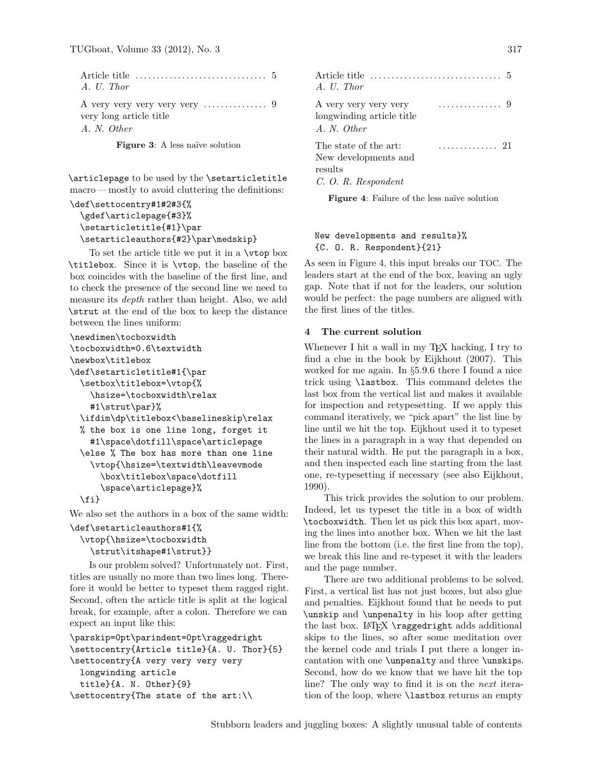Article title ................................ 5
*A. U. Thor*

A very very very very very ............... 9
very long article title
*A. N. Other*

**Figure 3**: A less naïve solution

`\articlepage` to be used by the `\setarticletitle` macro — mostly to avoid cluttering the definitions:

```
\def\settocentry#1#2#3{%
  \gdef\articlepage{#3}%
  \setarticletitle{#1}\par
  \setarticleauthors{#2}\par\medskip}
```

To set the article title we put it in a `\vtop` box `\titlebox`. Since it is `\vtop`, the baseline of the box coincides with the baseline of the first line, and to check the presence of the second line we need to measure its *depth* rather than height. Also, we add `\strut` at the end of the box to keep the distance between the lines uniform:

```
\newdimen\tocboxwidth
\tocboxwidth=0.6\textwidth
\newbox\titlebox
\def\setarticletitle#1{\par
  \setbox\titlebox=\vtop{%
    \hsize=\tocboxwidth\relax
    #1\strut\par}%
  \ifdim\dp\titlebox<\baselineskip\relax
  % the box is one line long, forget it
    #1\space\dotfill\space\articlepage
  \else % The box has more than one line
    \vtop{\hsize=\textwidth\leavevmode
      \box\titlebox\space\dotfill
      \space\articlepage}%
  \fi}
```

We also set the authors in a box of the same width:

```
\def\setarticleauthors#1{%
  \vtop{\hsize=\tocboxwidth
    \strut\itshape#1\strut}}
```

Is our problem solved? Unfortunately not. First, titles are usually no more than two lines long. Therefore it would be better to typeset them ragged right. Second, often the article title is split at the logical break, for example, after a colon. Therefore we can expect an input like this:

```
\parskip=0pt\parindent=0pt\raggedright
\settocentry{Article title}{A. U. Thor}{5}
\settocentry{A very very very very
  longwinding article
  title}{A. N. Other}{9}
\settocentry{The state of the art:\\
  New developments and results}%
  {C. O. R. Respondent}{21}
```

Article title ................................ 5
*A. U. Thor*

A very very very very ............... 9
longwinding article title
*A. N. Other*

The state of the art: .............. 21
New developments and
results
*C. O. R. Respondent*

**Figure 4**: Failure of the less naïve solution

As seen in Figure 4, this input breaks our TOC. The leaders start at the end of the box, leaving an ugly gap. Note that if not for the leaders, our solution would be perfect: the page numbers are aligned with the first lines of the titles.

## 4 The current solution

Whenever I hit a wall in my TeX hacking, I try to find a clue in the book by Eijkhout (2007). This worked for me again. In §5.9.6 there I found a nice trick using `\lastbox`. This command deletes the last box from the vertical list and makes it available for inspection and retypesetting. If we apply this command iteratively, we "pick apart" the list line by line until we hit the top. Eijkhout used it to typeset the lines in a paragraph in a way that depended on their natural width. He put the paragraph in a box, and then inspected each line starting from the last one, re-typesetting if necessary (see also Eijkhout, 1990).

This trick provides the solution to our problem. Indeed, let us typeset the title in a box of width `\tocboxwidth`. Then let us pick this box apart, moving the lines into another box. When we hit the last line from the bottom (i.e. the first line from the top), we break this line and re-typeset it with the leaders and the page number.

There are two additional problems to be solved. First, a vertical list has not just boxes, but also glue and penalties. Eijkhout found that he needs to put `\unskip` and `\unpenalty` in his loop after getting the last box. LaTeX `\raggedright` adds additional skips to the lines, so after some meditation over the kernel code and trials I put there a longer incantation with one `\unpenalty` and three `\unskip`s. Second, how do we know that we have hit the top line? The only way to find it is on the *next* iteration of the loop, where `\lastbox` returns an empty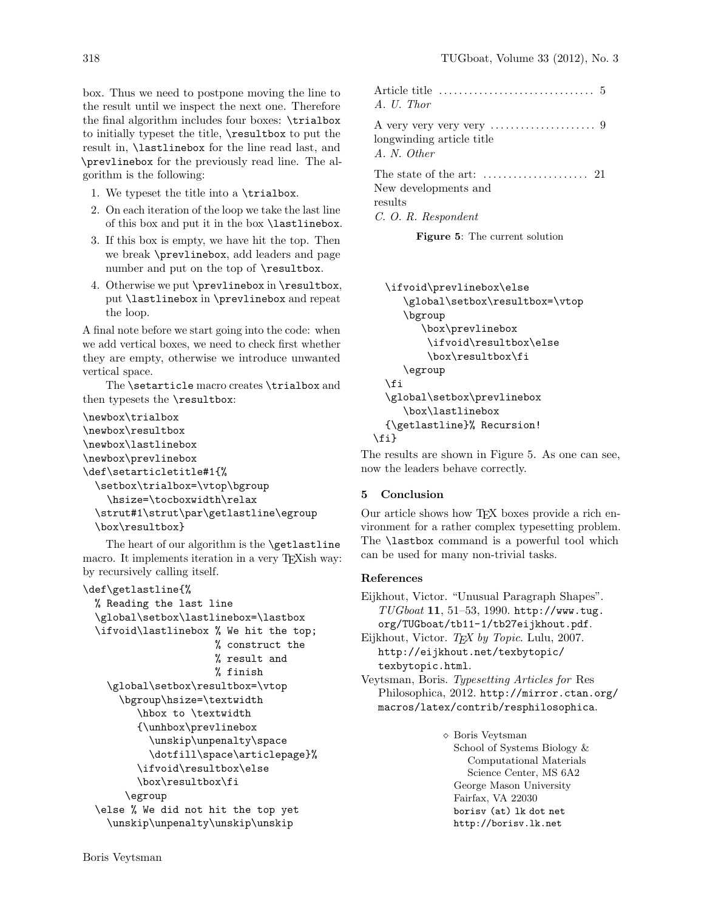box. Thus we need to postpone moving the line to the result until we inspect the next one. Therefore the final algorithm includes four boxes: `\trialbox` to initially typeset the title, `\resultbox` to put the result in, `\lastlinebox` for the line read last, and `\prevlinebox` for the previously read line. The algorithm is the following:

1. We typeset the title into a `\trialbox`.
2. On each iteration of the loop we take the last line of this box and put it in the box `\lastlinebox`.
3. If this box is empty, we have hit the top. Then we break `\prevlinebox`, add leaders and page number and put on the top of `\resultbox`.
4. Otherwise we put `\prevlinebox` in `\resultbox`, put `\lastlinebox` in `\prevlinebox` and repeat the loop.

A final note before we start going into the code: when we add vertical boxes, we need to check first whether they are empty, otherwise we introduce unwanted vertical space.

The `\setarticle` macro creates `\trialbox` and then typesets the `\resultbox`:

```
\newbox\trialbox
\newbox\resultbox
\newbox\lastlinebox
\newbox\prevlinebox
\def\setarticletitle#1{%
  \setbox\trialbox=\vtop\bgroup
    \hsize=\tocboxwidth\relax
  \strut#1\strut\par\getlastline\egroup
  \box\resultbox}
```

The heart of our algorithm is the `\getlastline` macro. It implements iteration in a very TeXish way: by recursively calling itself.

```
\def\getlastline{%
  % Reading the last line
  \global\setbox\lastlinebox=\lastbox
  \ifvoid\lastlinebox % We hit the top;
                      % construct the
                      % result and
                      % finish
    \global\setbox\resultbox=\vtop
      \bgroup\hsize=\textwidth
         \hbox to \textwidth
         {\unhbox\prevlinebox
           \unskip\unpenalty\space
           \dotfill\space\articlepage}%
         \ifvoid\resultbox\else
         \box\resultbox\fi
       \egroup
  \else % We did not hit the top yet
    \unskip\unpenalty\unskip\unskip
    \ifvoid\prevlinebox\else
      \global\setbox\resultbox=\vtop
      \bgroup
         \box\prevlinebox
          \ifvoid\resultbox\else
          \box\resultbox\fi
      \egroup
    \fi
    \global\setbox\prevlinebox
      \box\lastlinebox
    {\getlastline}% Recursion!
  \fi}
```

Article title ............................... 5
*A. U. Thor*

A very very very very ..................... 9
longwinding article title
*A. N. Other*

The state of the art: ..................... 21
New developments and
results
*C. O. R. Respondent*

**Figure 5**: The current solution

The results are shown in Figure 5. As one can see, now the leaders behave correctly.

## 5 Conclusion

Our article shows how TeX boxes provide a rich environment for a rather complex typesetting problem. The `\lastbox` command is a powerful tool which can be used for many non-trivial tasks.

### References

Eijkhout, Victor. "Unusual Paragraph Shapes". *TUGboat* **11**, 51–53, 1990. http://www.tug.org/TUGboat/tb11-1/tb27eijkhout.pdf.

Eijkhout, Victor. *TeX by Topic*. Lulu, 2007. http://eijkhout.net/texbytopic/texbytopic.html.

Veytsman, Boris. *Typesetting Articles for* Res Philosophica, 2012. http://mirror.ctan.org/macros/latex/contrib/resphilosophica.

◇ Boris Veytsman
School of Systems Biology & Computational Materials Science Center, MS 6A2
George Mason University
Fairfax, VA 22030
borisv (at) lk dot net
http://borisv.lk.net